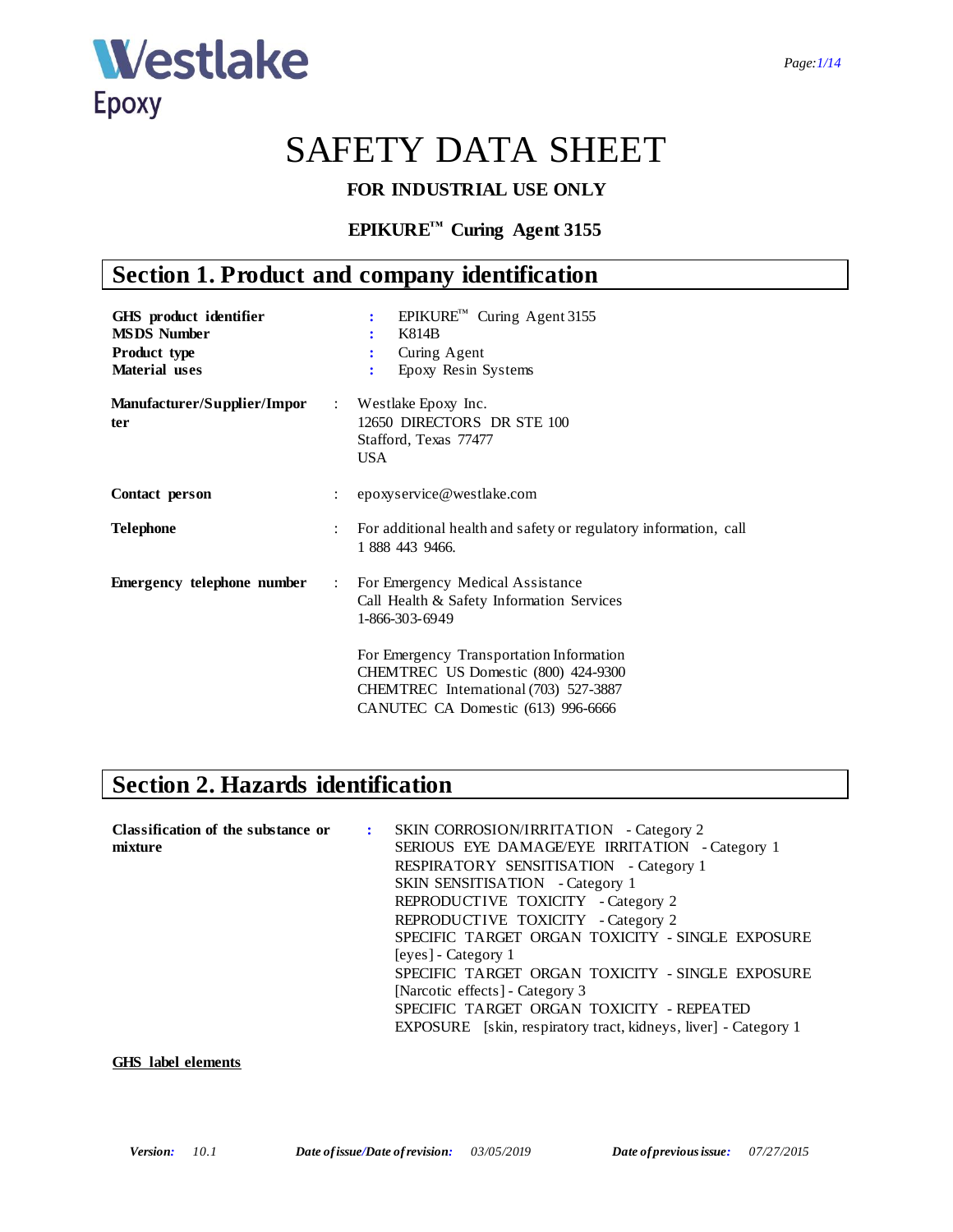Westlake Epoxy

# SAFETY DATA SHEET

**FOR INDUSTRIAL USE ONLY**

**EPIKURE™ Curing Agent 3155**

## Section 1. Product and company identification

| | | |
|---|---|---|
| **GHS product identifier** | : | EPIKURE™ Curing Agent 3155 |
| **MSDS Number** | : | K814B |
| **Product type** | : | Curing Agent |
| **Material uses** | : | Epoxy Resin Systems |
| **Manufacturer/Supplier/Importer** | : | Westlake Epoxy Inc.<br>12650 DIRECTORS DR STE 100<br>Stafford, Texas 77477<br>USA |
| **Contact person** | : | epoxyservice@westlake.com |
| **Telephone** | : | For additional health and safety or regulatory information, call 1 888 443 9466. |
| **Emergency telephone number** | : | For Emergency Medical Assistance<br>Call Health & Safety Information Services<br>1-866-303-6949<br><br>For Emergency Transportation Information<br>CHEMTREC US Domestic (800) 424-9300<br>CHEMTREC International (703) 527-3887<br>CANUTEC CA Domestic (613) 996-6666 |

## Section 2. Hazards identification

**Classification of the substance or mixture** :

SKIN CORROSION/IRRITATION - Category 2
SERIOUS EYE DAMAGE/EYE IRRITATION - Category 1
RESPIRATORY SENSITISATION - Category 1
SKIN SENSITISATION - Category 1
REPRODUCTIVE TOXICITY - Category 2
REPRODUCTIVE TOXICITY - Category 2
SPECIFIC TARGET ORGAN TOXICITY - SINGLE EXPOSURE [eyes] - Category 1
SPECIFIC TARGET ORGAN TOXICITY - SINGLE EXPOSURE [Narcotic effects] - Category 3
SPECIFIC TARGET ORGAN TOXICITY - REPEATED EXPOSURE [skin, respiratory tract, kidneys, liver] - Category 1

**GHS label elements**

*Version:* 10.1 *Date of issue/Date of revision:* 03/05/2019 *Date of previous issue:* 07/27/2015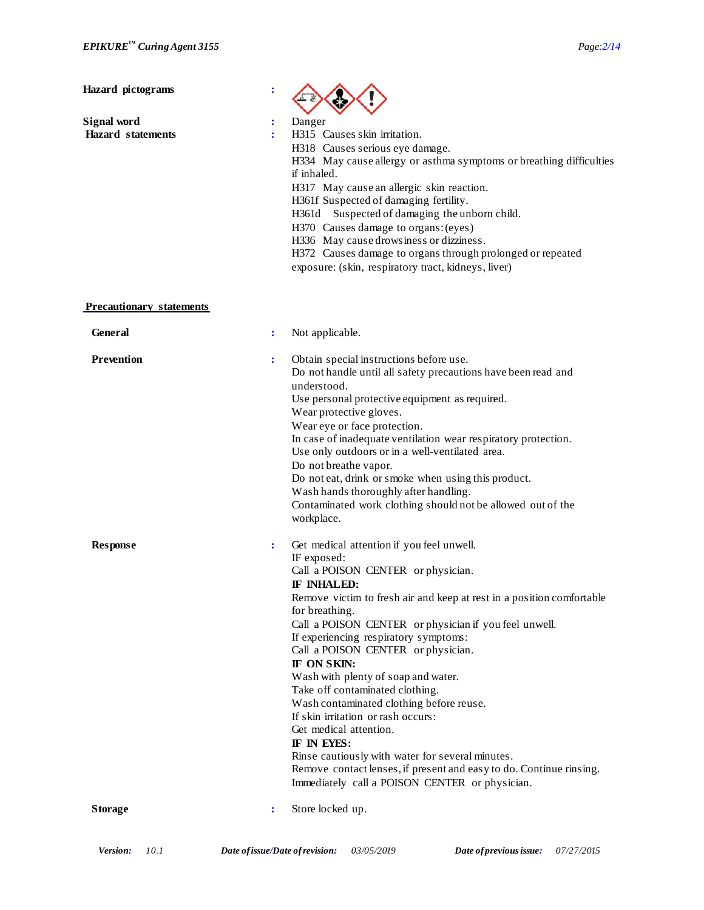**Hazard pictograms** :

**Signal word** : Danger

**Hazard statements** :
H315 Causes skin irritation.
H318 Causes serious eye damage.
H334 May cause allergy or asthma symptoms or breathing difficulties if inhaled.
H317 May cause an allergic skin reaction.
H361f Suspected of damaging fertility.
H361d Suspected of damaging the unborn child.
H370 Causes damage to organs: (eyes)
H336 May cause drowsiness or dizziness.
H372 Causes damage to organs through prolonged or repeated exposure: (skin, respiratory tract, kidneys, liver)

**Precautionary statements**

**General** : Not applicable.

**Prevention** :
Obtain special instructions before use.
Do not handle until all safety precautions have been read and understood.
Use personal protective equipment as required.
Wear protective gloves.
Wear eye or face protection.
In case of inadequate ventilation wear respiratory protection.
Use only outdoors or in a well-ventilated area.
Do not breathe vapor.
Do not eat, drink or smoke when using this product.
Wash hands thoroughly after handling.
Contaminated work clothing should not be allowed out of the workplace.

**Response** :
Get medical attention if you feel unwell.
IF exposed:
Call a POISON CENTER or physician.
**IF INHALED:**
Remove victim to fresh air and keep at rest in a position comfortable for breathing.
Call a POISON CENTER or physician if you feel unwell.
If experiencing respiratory symptoms:
Call a POISON CENTER or physician.
**IF ON SKIN:**
Wash with plenty of soap and water.
Take off contaminated clothing.
Wash contaminated clothing before reuse.
If skin irritation or rash occurs:
Get medical attention.
**IF IN EYES:**
Rinse cautiously with water for several minutes.
Remove contact lenses, if present and easy to do. Continue rinsing.
Immediately call a POISON CENTER or physician.

**Storage** : Store locked up.

*Version:* 10.1 *Date of issue/Date of revision:* 03/05/2019 *Date of previous issue:* 07/27/2015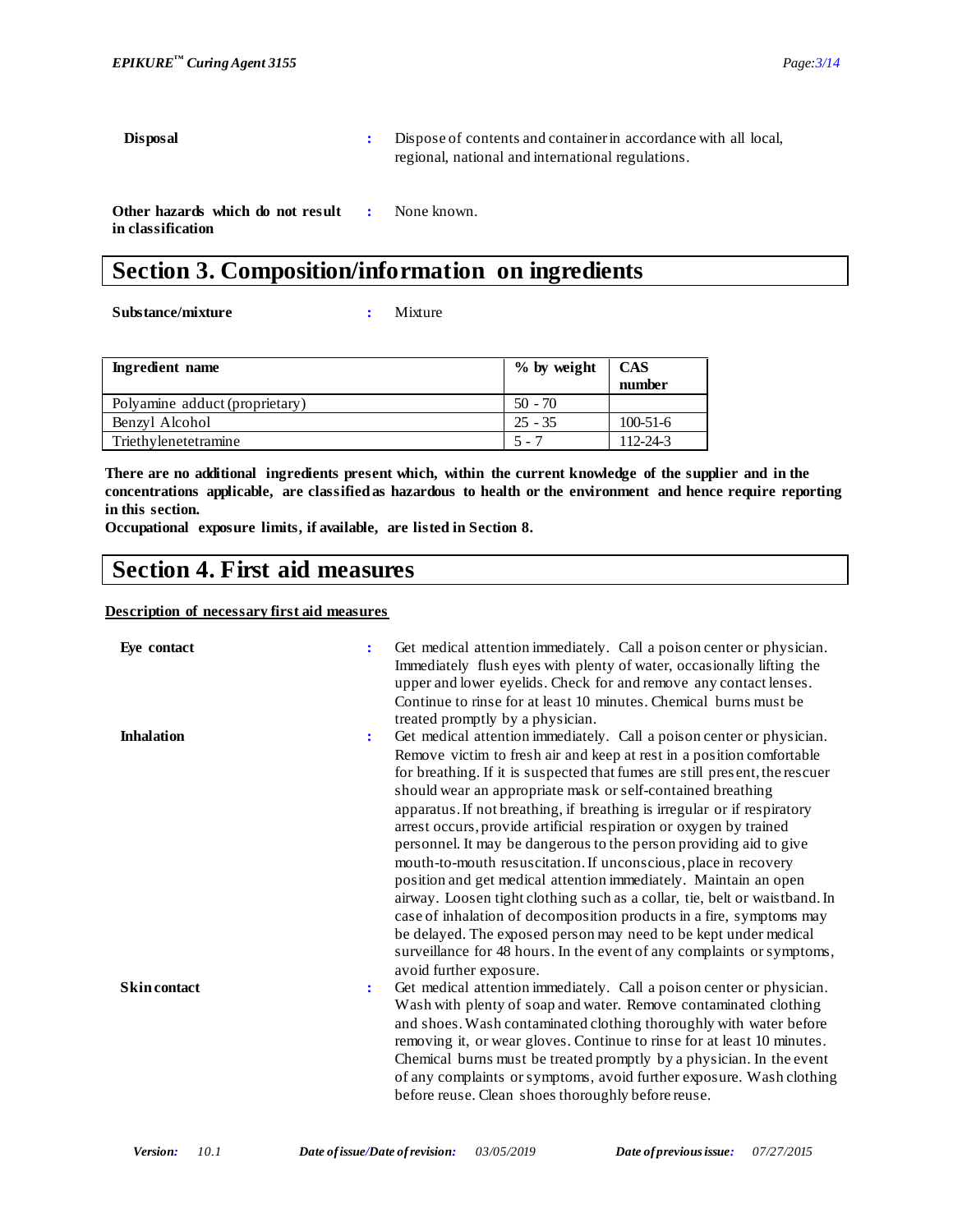**Disposal** : Dispose of contents and container in accordance with all local, regional, national and international regulations.

**Other hazards which do not result in classification** : None known.

## Section 3. Composition/information on ingredients

**Substance/mixture** : Mixture

| Ingredient name | % by weight | CAS number |
|---|---|---|
| Polyamine adduct (proprietary) | 50 - 70 | |
| Benzyl Alcohol | 25 - 35 | 100-51-6 |
| Triethylenetetramine | 5 - 7 | 112-24-3 |

**There are no additional ingredients present which, within the current knowledge of the supplier and in the concentrations applicable, are classified as hazardous to health or the environment and hence require reporting in this section.**

**Occupational exposure limits, if available, are listed in Section 8.**

## Section 4. First aid measures

**Description of necessary first aid measures**

**Eye contact** : Get medical attention immediately. Call a poison center or physician. Immediately flush eyes with plenty of water, occasionally lifting the upper and lower eyelids. Check for and remove any contact lenses. Continue to rinse for at least 10 minutes. Chemical burns must be treated promptly by a physician.

**Inhalation** : Get medical attention immediately. Call a poison center or physician. Remove victim to fresh air and keep at rest in a position comfortable for breathing. If it is suspected that fumes are still present, the rescuer should wear an appropriate mask or self-contained breathing apparatus. If not breathing, if breathing is irregular or if respiratory arrest occurs, provide artificial respiration or oxygen by trained personnel. It may be dangerous to the person providing aid to give mouth-to-mouth resuscitation. If unconscious, place in recovery position and get medical attention immediately. Maintain an open airway. Loosen tight clothing such as a collar, tie, belt or waistband. In case of inhalation of decomposition products in a fire, symptoms may be delayed. The exposed person may need to be kept under medical surveillance for 48 hours. In the event of any complaints or symptoms, avoid further exposure.

**Skin contact** : Get medical attention immediately. Call a poison center or physician. Wash with plenty of soap and water. Remove contaminated clothing and shoes. Wash contaminated clothing thoroughly with water before removing it, or wear gloves. Continue to rinse for at least 10 minutes. Chemical burns must be treated promptly by a physician. In the event of any complaints or symptoms, avoid further exposure. Wash clothing before reuse. Clean shoes thoroughly before reuse.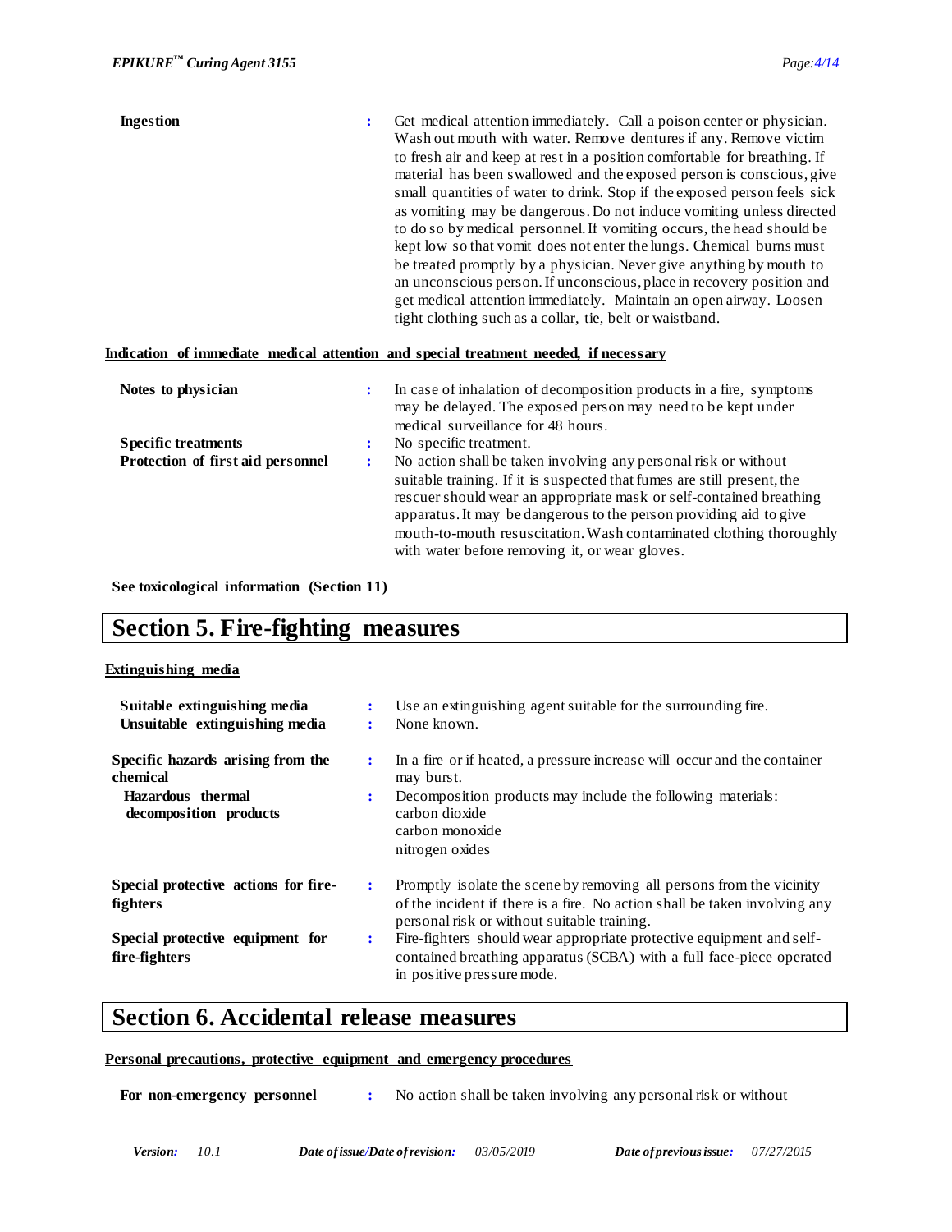**Ingestion** : Get medical attention immediately. Call a poison center or physician. Wash out mouth with water. Remove dentures if any. Remove victim to fresh air and keep at rest in a position comfortable for breathing. If material has been swallowed and the exposed person is conscious, give small quantities of water to drink. Stop if the exposed person feels sick as vomiting may be dangerous. Do not induce vomiting unless directed to do so by medical personnel. If vomiting occurs, the head should be kept low so that vomit does not enter the lungs. Chemical burns must be treated promptly by a physician. Never give anything by mouth to an unconscious person. If unconscious, place in recovery position and get medical attention immediately. Maintain an open airway. Loosen tight clothing such as a collar, tie, belt or waistband.

**Indication of immediate medical attention and special treatment needed, if necessary**

**Notes to physician** : In case of inhalation of decomposition products in a fire, symptoms may be delayed. The exposed person may need to be kept under medical surveillance for 48 hours.

**Specific treatments** : No specific treatment.

**Protection of first aid personnel** : No action shall be taken involving any personal risk or without suitable training. If it is suspected that fumes are still present, the rescuer should wear an appropriate mask or self-contained breathing apparatus. It may be dangerous to the person providing aid to give mouth-to-mouth resuscitation. Wash contaminated clothing thoroughly with water before removing it, or wear gloves.

**See toxicological information (Section 11)**

# Section 5. Fire-fighting measures

**Extinguishing media**

**Suitable extinguishing media** : Use an extinguishing agent suitable for the surrounding fire.

**Unsuitable extinguishing media** : None known.

**Specific hazards arising from the chemical** : In a fire or if heated, a pressure increase will occur and the container may burst.

**Hazardous thermal decomposition products** : Decomposition products may include the following materials:
carbon dioxide
carbon monoxide
nitrogen oxides

**Special protective actions for fire-fighters** : Promptly isolate the scene by removing all persons from the vicinity of the incident if there is a fire. No action shall be taken involving any personal risk or without suitable training.

**Special protective equipment for fire-fighters** : Fire-fighters should wear appropriate protective equipment and self-contained breathing apparatus (SCBA) with a full face-piece operated in positive pressure mode.

# Section 6. Accidental release measures

**Personal precautions, protective equipment and emergency procedures**

**For non-emergency personnel** : No action shall be taken involving any personal risk or without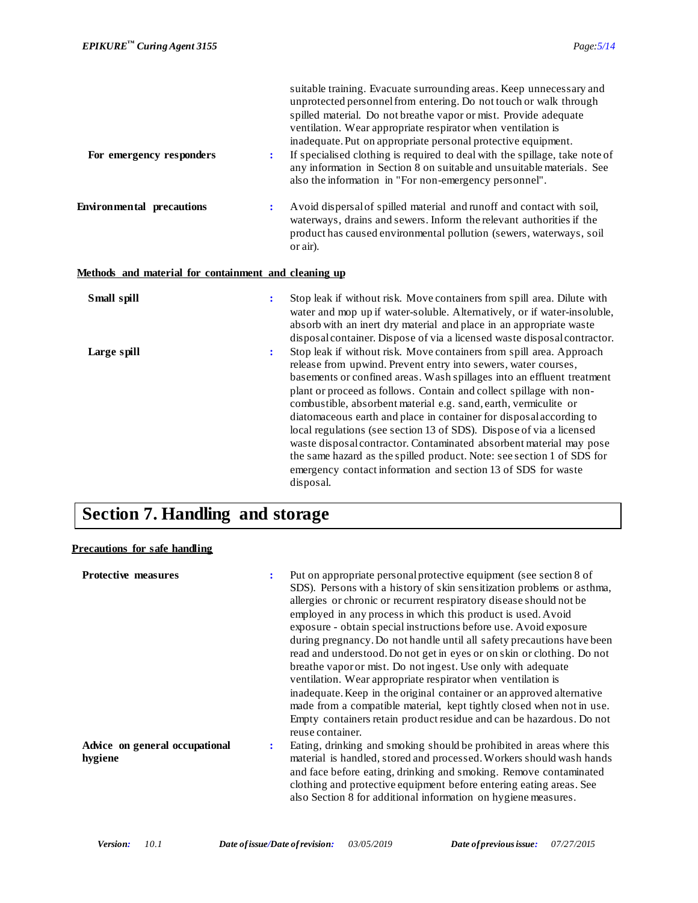suitable training. Evacuate surrounding areas. Keep unnecessary and unprotected personnel from entering. Do not touch or walk through spilled material. Do not breathe vapor or mist. Provide adequate ventilation. Wear appropriate respirator when ventilation is inadequate. Put on appropriate personal protective equipment.

**For emergency responders** : If specialised clothing is required to deal with the spillage, take note of any information in Section 8 on suitable and unsuitable materials. See also the information in "For non-emergency personnel".

**Environmental precautions** : Avoid dispersal of spilled material and runoff and contact with soil, waterways, drains and sewers. Inform the relevant authorities if the product has caused environmental pollution (sewers, waterways, soil or air).

**Methods and material for containment and cleaning up**

**Small spill** : Stop leak if without risk. Move containers from spill area. Dilute with water and mop up if water-soluble. Alternatively, or if water-insoluble, absorb with an inert dry material and place in an appropriate waste disposal container. Dispose of via a licensed waste disposal contractor.

**Large spill** : Stop leak if without risk. Move containers from spill area. Approach release from upwind. Prevent entry into sewers, water courses, basements or confined areas. Wash spillages into an effluent treatment plant or proceed as follows. Contain and collect spillage with non-combustible, absorbent material e.g. sand, earth, vermiculite or diatomaceous earth and place in container for disposal according to local regulations (see section 13 of SDS). Dispose of via a licensed waste disposal contractor. Contaminated absorbent material may pose the same hazard as the spilled product. Note: see section 1 of SDS for emergency contact information and section 13 of SDS for waste disposal.

# Section 7. Handling and storage

**Precautions for safe handling**

**Protective measures** : Put on appropriate personal protective equipment (see section 8 of SDS). Persons with a history of skin sensitization problems or asthma, allergies or chronic or recurrent respiratory disease should not be employed in any process in which this product is used. Avoid exposure - obtain special instructions before use. Avoid exposure during pregnancy. Do not handle until all safety precautions have been read and understood. Do not get in eyes or on skin or clothing. Do not breathe vapor or mist. Do not ingest. Use only with adequate ventilation. Wear appropriate respirator when ventilation is inadequate. Keep in the original container or an approved alternative made from a compatible material, kept tightly closed when not in use. Empty containers retain product residue and can be hazardous. Do not reuse container.

**Advice on general occupational hygiene** : Eating, drinking and smoking should be prohibited in areas where this material is handled, stored and processed. Workers should wash hands and face before eating, drinking and smoking. Remove contaminated clothing and protective equipment before entering eating areas. See also Section 8 for additional information on hygiene measures.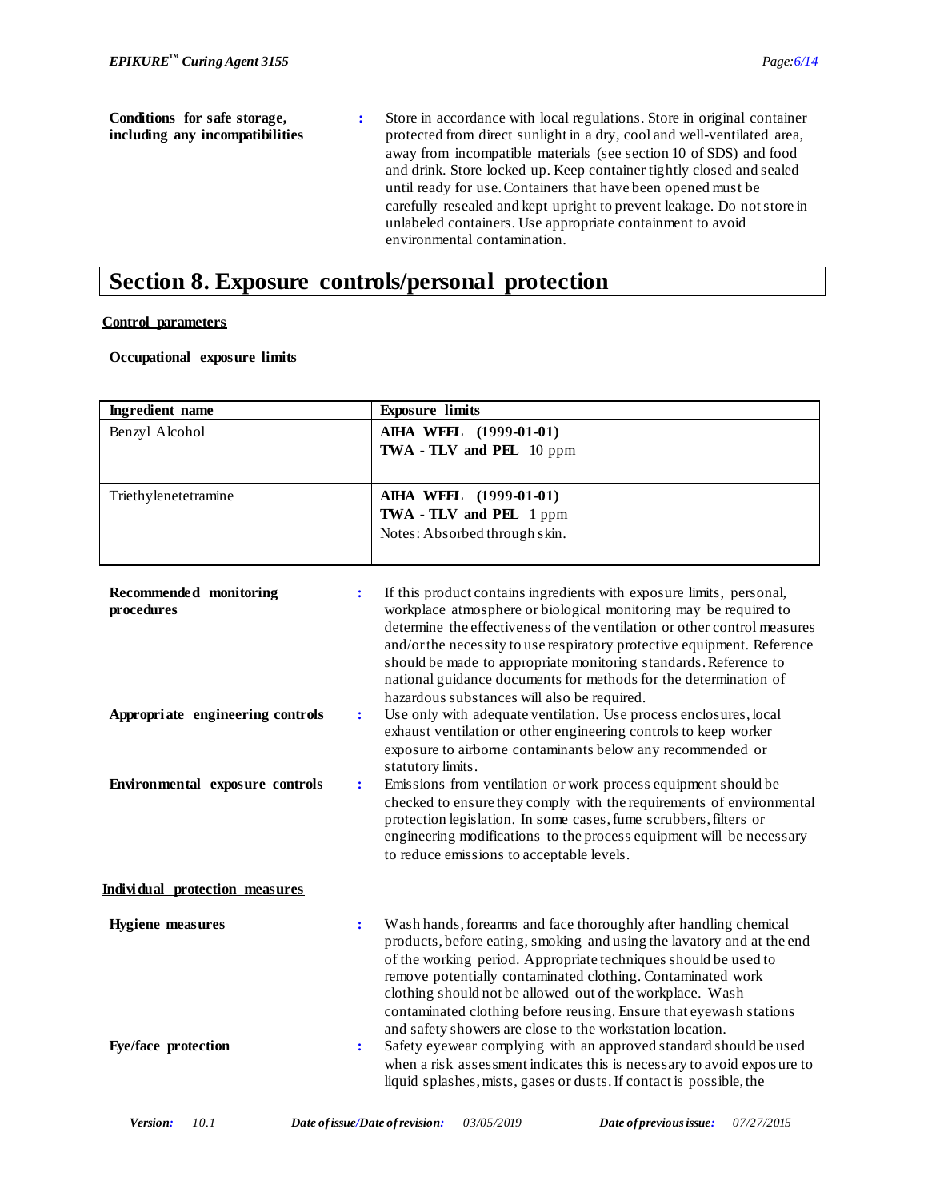**Conditions for safe storage, including any incompatibilities** : Store in accordance with local regulations. Store in original container protected from direct sunlight in a dry, cool and well-ventilated area, away from incompatible materials (see section 10 of SDS) and food and drink. Store locked up. Keep container tightly closed and sealed until ready for use. Containers that have been opened must be carefully resealed and kept upright to prevent leakage. Do not store in unlabeled containers. Use appropriate containment to avoid environmental contamination.

# Section 8. Exposure controls/personal protection

**Control parameters**

**Occupational exposure limits**

| Ingredient name | Exposure limits |
|---|---|
| Benzyl Alcohol | **AIHA WEEL (1999-01-01)**<br>**TWA - TLV and PEL** 10 ppm |
| Triethylenetetramine | **AIHA WEEL (1999-01-01)**<br>**TWA - TLV and PEL** 1 ppm<br>Notes: Absorbed through skin. |

**Recommended monitoring procedures** : If this product contains ingredients with exposure limits, personal, workplace atmosphere or biological monitoring may be required to determine the effectiveness of the ventilation or other control measures and/or the necessity to use respiratory protective equipment. Reference should be made to appropriate monitoring standards. Reference to national guidance documents for methods for the determination of hazardous substances will also be required.

**Appropriate engineering controls** : Use only with adequate ventilation. Use process enclosures, local exhaust ventilation or other engineering controls to keep worker exposure to airborne contaminants below any recommended or statutory limits.

**Environmental exposure controls** : Emissions from ventilation or work process equipment should be checked to ensure they comply with the requirements of environmental protection legislation. In some cases, fume scrubbers, filters or engineering modifications to the process equipment will be necessary to reduce emissions to acceptable levels.

**Individual protection measures**

**Hygiene measures** : Wash hands, forearms and face thoroughly after handling chemical products, before eating, smoking and using the lavatory and at the end of the working period. Appropriate techniques should be used to remove potentially contaminated clothing. Contaminated work clothing should not be allowed out of the workplace. Wash contaminated clothing before reusing. Ensure that eyewash stations and safety showers are close to the workstation location.

**Eye/face protection** : Safety eyewear complying with an approved standard should be used when a risk assessment indicates this is necessary to avoid exposure to liquid splashes, mists, gases or dusts. If contact is possible, the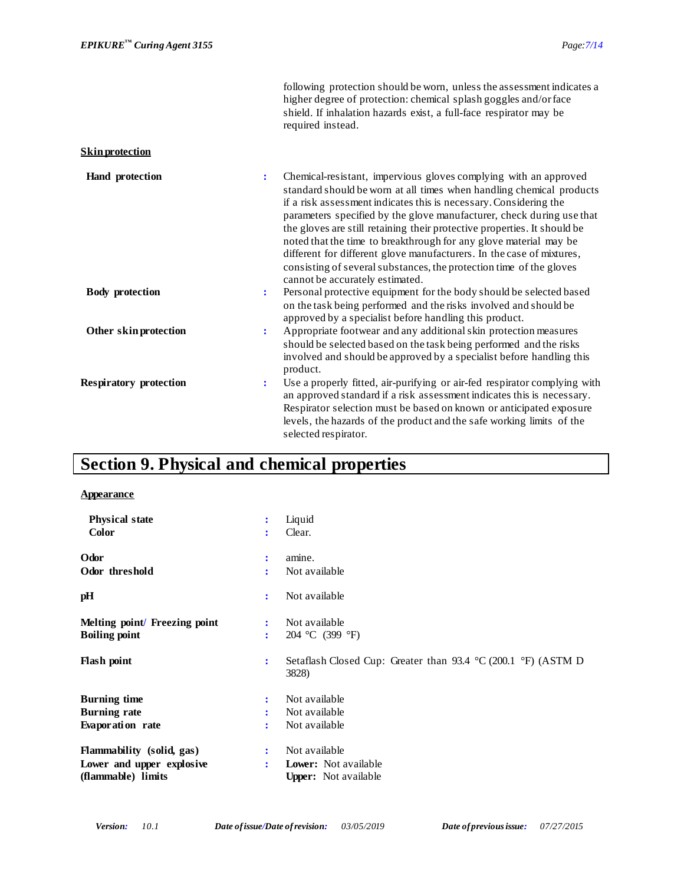following protection should be worn, unless the assessment indicates a higher degree of protection: chemical splash goggles and/or face shield. If inhalation hazards exist, a full-face respirator may be required instead.

**Skin protection**

| | | |
|---|---|---|
| **Hand protection** | : | Chemical-resistant, impervious gloves complying with an approved standard should be worn at all times when handling chemical products if a risk assessment indicates this is necessary. Considering the parameters specified by the glove manufacturer, check during use that the gloves are still retaining their protective properties. It should be noted that the time to breakthrough for any glove material may be different for different glove manufacturers. In the case of mixtures, consisting of several substances, the protection time of the gloves cannot be accurately estimated. |
| **Body protection** | : | Personal protective equipment for the body should be selected based on the task being performed and the risks involved and should be approved by a specialist before handling this product. |
| **Other skin protection** | : | Appropriate footwear and any additional skin protection measures should be selected based on the task being performed and the risks involved and should be approved by a specialist before handling this product. |
| **Respiratory protection** | : | Use a properly fitted, air-purifying or air-fed respirator complying with an approved standard if a risk assessment indicates this is necessary. Respirator selection must be based on known or anticipated exposure levels, the hazards of the product and the safe working limits of the selected respirator. |

# Section 9. Physical and chemical properties

**Appearance**

| | | |
|---|---|---|
| **Physical state** | : | Liquid |
| **Color** | : | Clear. |
| **Odor** | : | amine. |
| **Odor threshold** | : | Not available |
| **pH** | : | Not available |
| **Melting point/ Freezing point** | : | Not available |
| **Boiling point** | : | 204 °C (399 °F) |
| **Flash point** | : | Setaflash Closed Cup: Greater than 93.4 °C (200.1 °F) (ASTM D 3828) |
| **Burning time** | : | Not available |
| **Burning rate** | : | Not available |
| **Evaporation rate** | : | Not available |
| **Flammability (solid, gas)** | : | Not available |
| **Lower and upper explosive (flammable) limits** | : | **Lower:** Not available<br>**Upper:** Not available |

*Version:* 10.1 *Date of issue/Date of revision:* 03/05/2019 *Date of previous issue:* 07/27/2015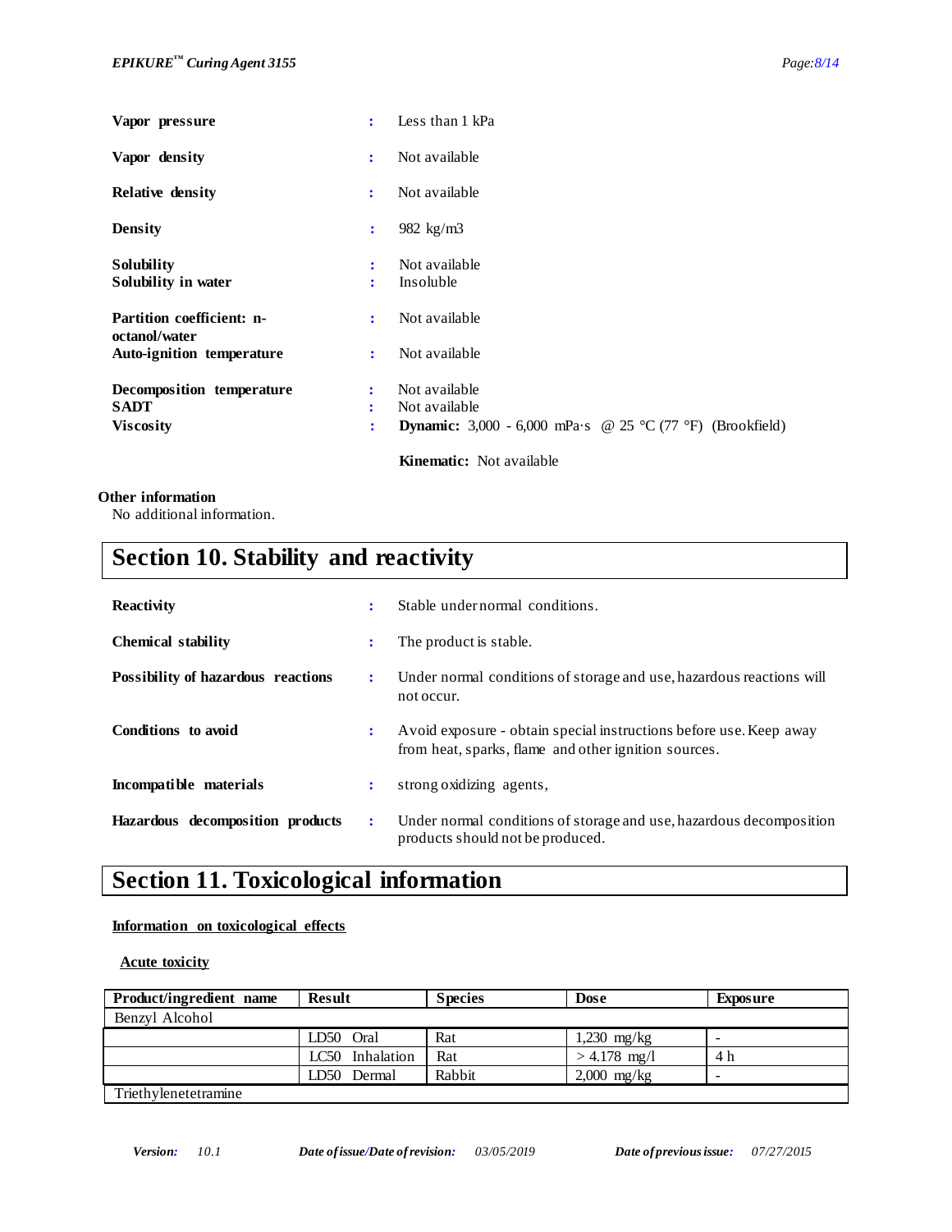| | | |
|---|---|---|
| **Vapor pressure** | : | Less than 1 kPa |
| **Vapor density** | : | Not available |
| **Relative density** | : | Not available |
| **Density** | : | 982 kg/m3 |
| **Solubility** | : | Not available |
| **Solubility in water** | : | Insoluble |
| **Partition coefficient: n-octanol/water** | : | Not available |
| **Auto-ignition temperature** | : | Not available |
| **Decomposition temperature** | : | Not available |
| **SADT** | : | Not available |
| **Viscosity** | : | **Dynamic:** 3,000 - 6,000 mPa·s @ 25 °C (77 °F) (Brookfield)<br>**Kinematic:** Not available |

**Other information**

No additional information.

# Section 10. Stability and reactivity

| | | |
|---|---|---|
| **Reactivity** | : | Stable under normal conditions. |
| **Chemical stability** | : | The product is stable. |
| **Possibility of hazardous reactions** | : | Under normal conditions of storage and use, hazardous reactions will not occur. |
| **Conditions to avoid** | : | Avoid exposure - obtain special instructions before use. Keep away from heat, sparks, flame and other ignition sources. |
| **Incompatible materials** | : | strong oxidizing agents, |
| **Hazardous decomposition products** | : | Under normal conditions of storage and use, hazardous decomposition products should not be produced. |

# Section 11. Toxicological information

**Information on toxicological effects**

**Acute toxicity**

| Product/ingredient name | Result | Species | Dose | Exposure |
|---|---|---|---|---|
| Benzyl Alcohol | | | | |
| | LD50 Oral | Rat | 1,230 mg/kg | - |
| | LC50 Inhalation | Rat | > 4.178 mg/l | 4 h |
| | LD50 Dermal | Rabbit | 2,000 mg/kg | - |
| Triethylenetetramine | | | | |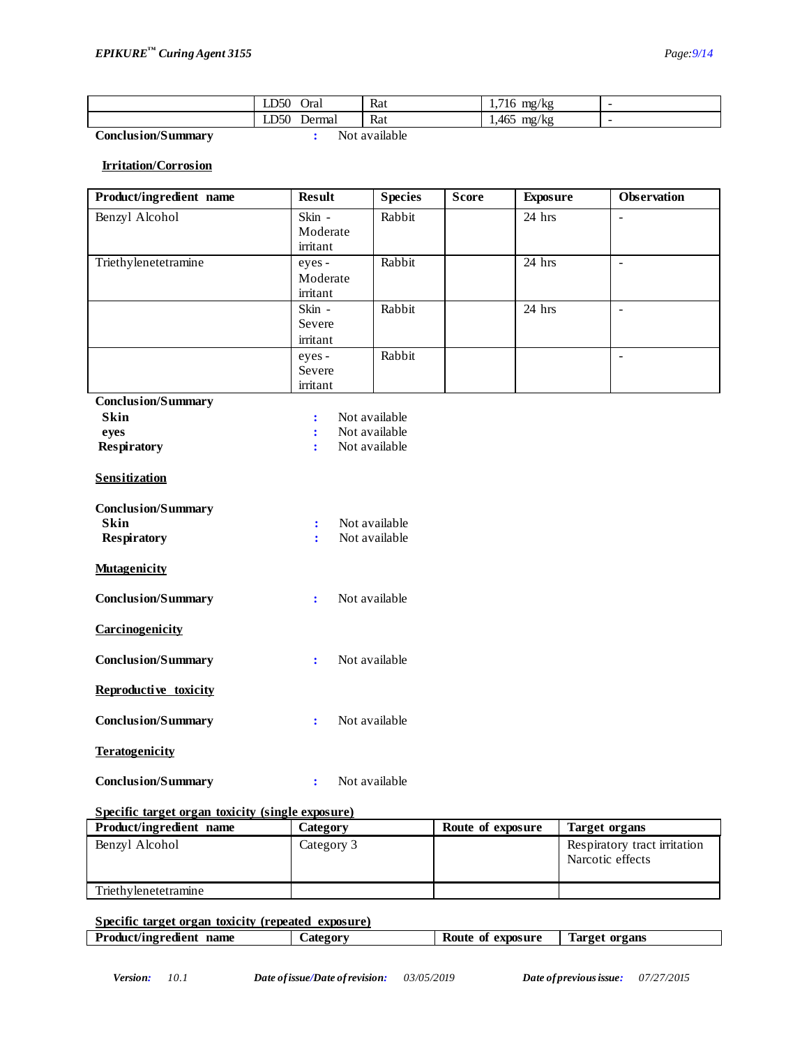|  | LD50 Oral | Rat | 1,716 mg/kg | - |
|---|---|---|---|---|
|  | LD50 Dermal | Rat | 1,465 mg/kg | - |

**Conclusion/Summary** : Not available

**Irritation/Corrosion**

| Product/ingredient name | Result | Species | Score | Exposure | Observation |
|---|---|---|---|---|---|
| Benzyl Alcohol | Skin - Moderate irritant | Rabbit |  | 24 hrs | - |
| Triethylenetetramine | eyes - Moderate irritant | Rabbit |  | 24 hrs | - |
|  | Skin - Severe irritant | Rabbit |  | 24 hrs | - |
|  | eyes - Severe irritant | Rabbit |  |  | - |

**Conclusion/Summary**

**Skin** : Not available

**eyes** : Not available

**Respiratory** : Not available

**Sensitization**

**Conclusion/Summary**

**Skin** : Not available

**Respiratory** : Not available

**Mutagenicity**

**Conclusion/Summary** : Not available

**Carcinogenicity**

**Conclusion/Summary** : Not available

**Reproductive toxicity**

**Conclusion/Summary** : Not available

**Teratogenicity**

**Conclusion/Summary** : Not available

**Specific target organ toxicity (single exposure)**

| Product/ingredient name | Category | Route of exposure | Target organs |
|---|---|---|---|
| Benzyl Alcohol | Category 3 |  | Respiratory tract irritation<br>Narcotic effects |
| Triethylenetetramine |  |  |  |

**Specific target organ toxicity (repeated exposure)**

| Product/ingredient name | Category | Route of exposure | Target organs |
|---|---|---|---|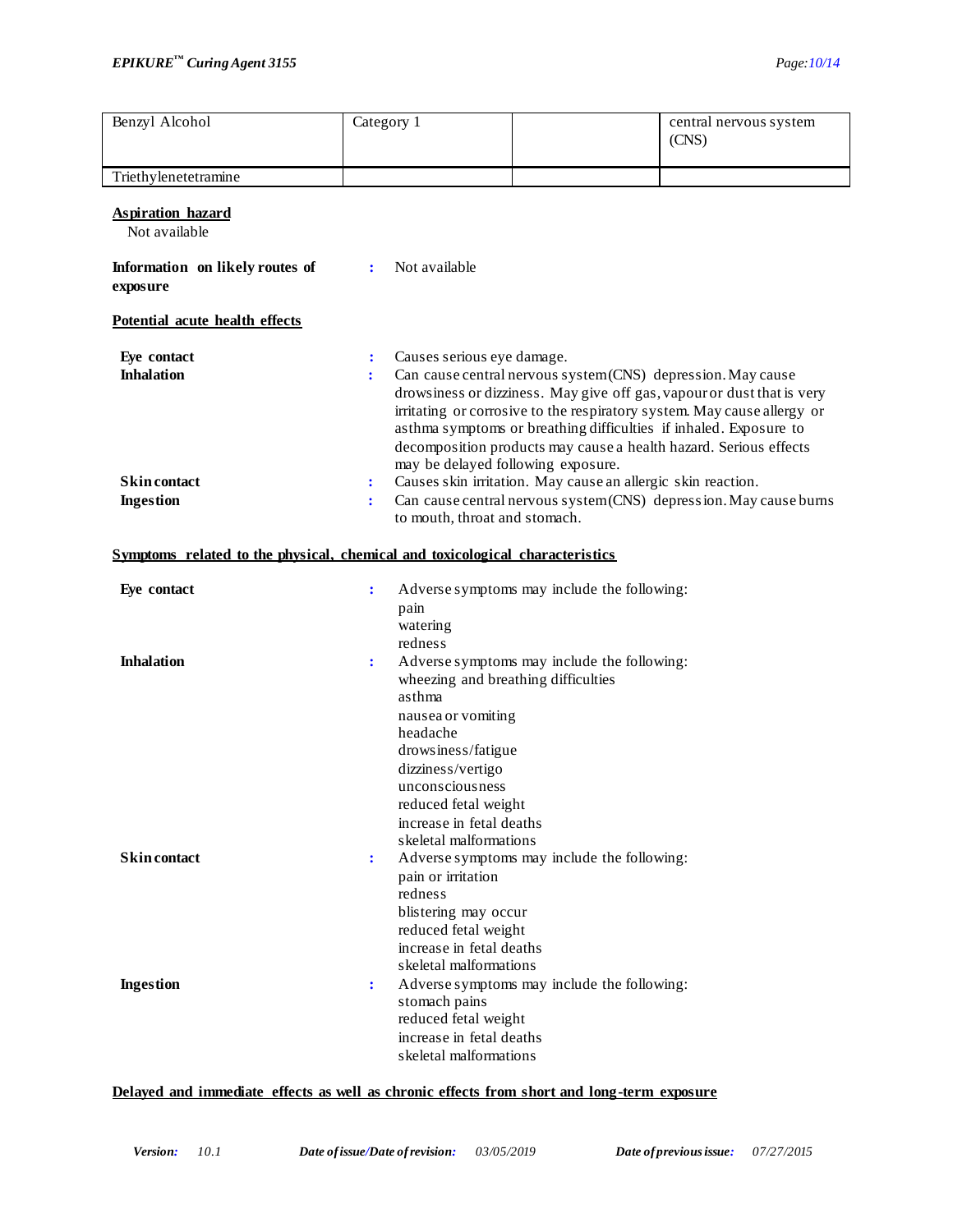| Benzyl Alcohol | Category 1 | | central nervous system (CNS) |
|---|---|---|---|
| Triethylenetetramine | | | |

**Aspiration hazard**

Not available

**Information on likely routes of exposure** : Not available

**Potential acute health effects**

**Eye contact** : Causes serious eye damage.

**Inhalation** : Can cause central nervous system (CNS) depression. May cause drowsiness or dizziness. May give off gas, vapour or dust that is very irritating or corrosive to the respiratory system. May cause allergy or asthma symptoms or breathing difficulties if inhaled. Exposure to decomposition products may cause a health hazard. Serious effects may be delayed following exposure.

**Skin contact** : Causes skin irritation. May cause an allergic skin reaction.

**Ingestion** : Can cause central nervous system (CNS) depression. May cause burns to mouth, throat and stomach.

**Symptoms related to the physical, chemical and toxicological characteristics**

**Eye contact** : Adverse symptoms may include the following:
pain
watering
redness

**Inhalation** : Adverse symptoms may include the following:
wheezing and breathing difficulties
asthma
nausea or vomiting
headache
drowsiness/fatigue
dizziness/vertigo
unconsciousness
reduced fetal weight
increase in fetal deaths
skeletal malformations

**Skin contact** : Adverse symptoms may include the following:
pain or irritation
redness
blistering may occur
reduced fetal weight
increase in fetal deaths
skeletal malformations

**Ingestion** : Adverse symptoms may include the following:
stomach pains
reduced fetal weight
increase in fetal deaths
skeletal malformations

**Delayed and immediate effects as well as chronic effects from short and long-term exposure**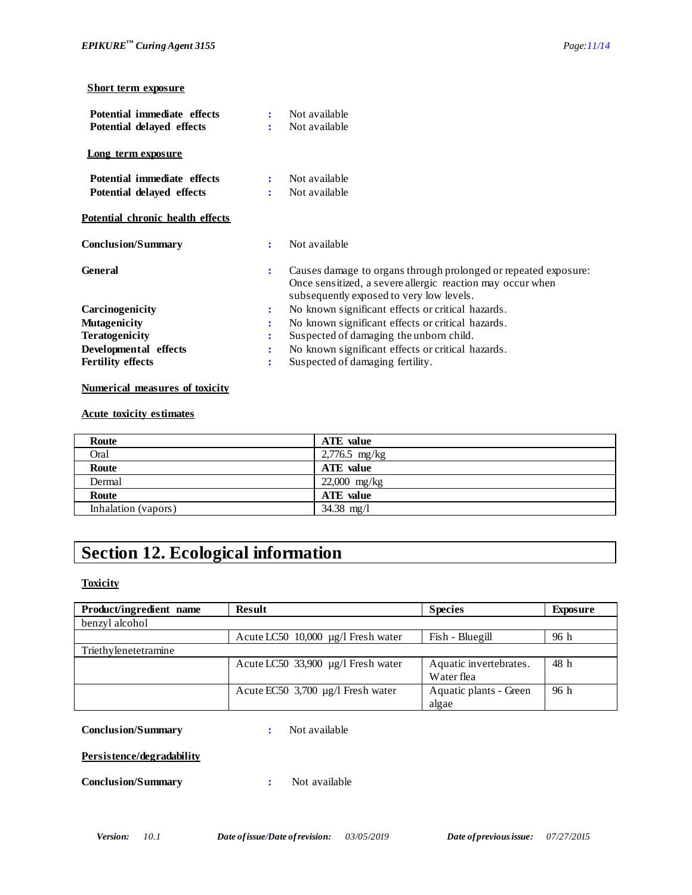**Short term exposure**

| | | |
|---|---|---|
| **Potential immediate effects** | : | Not available |
| **Potential delayed effects** | : | Not available |

**Long term exposure**

| | | |
|---|---|---|
| **Potential immediate effects** | : | Not available |
| **Potential delayed effects** | : | Not available |

**Potential chronic health effects**

| | | |
|---|---|---|
| **Conclusion/Summary** | : | Not available |
| **General** | : | Causes damage to organs through prolonged or repeated exposure: Once sensitized, a severe allergic reaction may occur when subsequently exposed to very low levels. |
| **Carcinogenicity** | : | No known significant effects or critical hazards. |
| **Mutagenicity** | : | No known significant effects or critical hazards. |
| **Teratogenicity** | : | Suspected of damaging the unborn child. |
| **Developmental effects** | : | No known significant effects or critical hazards. |
| **Fertility effects** | : | Suspected of damaging fertility. |

**Numerical measures of toxicity**

**Acute toxicity estimates**

| Route | ATE value |
|---|---|
| Oral | 2,776.5 mg/kg |
| **Route** | **ATE value** |
| Dermal | 22,000 mg/kg |
| **Route** | **ATE value** |
| Inhalation (vapors) | 34.38 mg/l |

# Section 12. Ecological information

**Toxicity**

| Product/ingredient name | Result | Species | Exposure |
|---|---|---|---|
| benzyl alcohol | | | |
| | Acute LC50 10,000 µg/l Fresh water | Fish - Bluegill | 96 h |
| Triethylenetetramine | | | |
| | Acute LC50 33,900 µg/l Fresh water | Aquatic invertebrates. Water flea | 48 h |
| | Acute EC50 3,700 µg/l Fresh water | Aquatic plants - Green algae | 96 h |

| | | |
|---|---|---|
| **Conclusion/Summary** | : | Not available |

**Persistence/degradability**

| | | |
|---|---|---|
| **Conclusion/Summary** | : | Not available |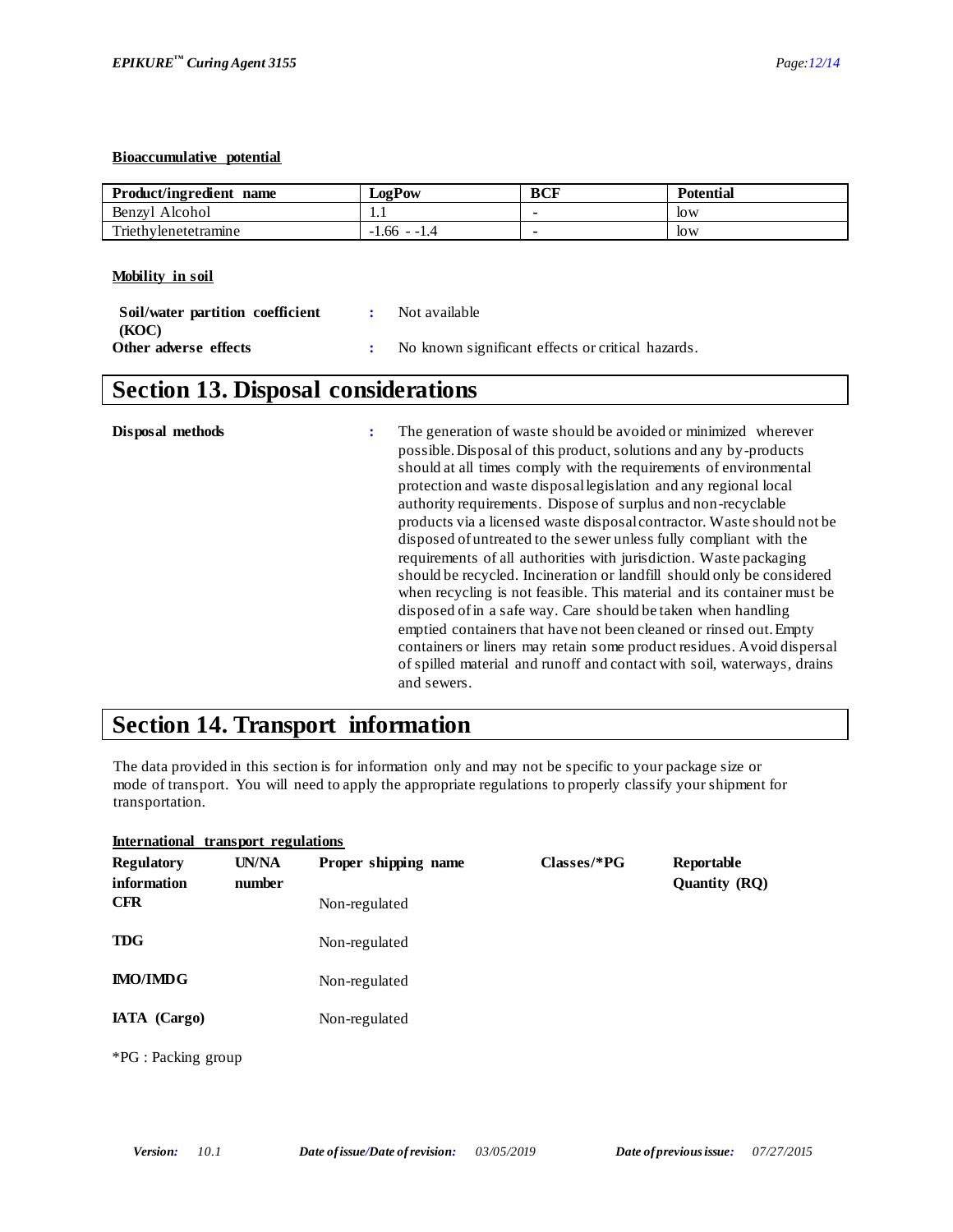**Bioaccumulative potential**

| Product/ingredient name | LogPow | BCF | Potential |
|---|---|---|---|
| Benzyl Alcohol | 1.1 | - | low |
| Triethylenetetramine | -1.66 - -1.4 | - | low |

**Mobility in soil**

**Soil/water partition coefficient (KOC)** : Not available

**Other adverse effects** : No known significant effects or critical hazards.

# Section 13. Disposal considerations

**Disposal methods** : The generation of waste should be avoided or minimized wherever possible. Disposal of this product, solutions and any by-products should at all times comply with the requirements of environmental protection and waste disposal legislation and any regional local authority requirements. Dispose of surplus and non-recyclable products via a licensed waste disposal contractor. Waste should not be disposed of untreated to the sewer unless fully compliant with the requirements of all authorities with jurisdiction. Waste packaging should be recycled. Incineration or landfill should only be considered when recycling is not feasible. This material and its container must be disposed of in a safe way. Care should be taken when handling emptied containers that have not been cleaned or rinsed out. Empty containers or liners may retain some product residues. Avoid dispersal of spilled material and runoff and contact with soil, waterways, drains and sewers.

# Section 14. Transport information

The data provided in this section is for information only and may not be specific to your package size or mode of transport. You will need to apply the appropriate regulations to properly classify your shipment for transportation.

**International transport regulations**

| Regulatory information | UN/NA number | Proper shipping name | Classes/*PG | Reportable Quantity (RQ) |
|---|---|---|---|---|
| **CFR** | | Non-regulated | | |
| **TDG** | | Non-regulated | | |
| **IMO/IMDG** | | Non-regulated | | |
| **IATA (Cargo)** | | Non-regulated | | |

*PG : Packing group

*Version: 10.1* *Date of issue/Date of revision: 03/05/2019* *Date of previous issue: 07/27/2015*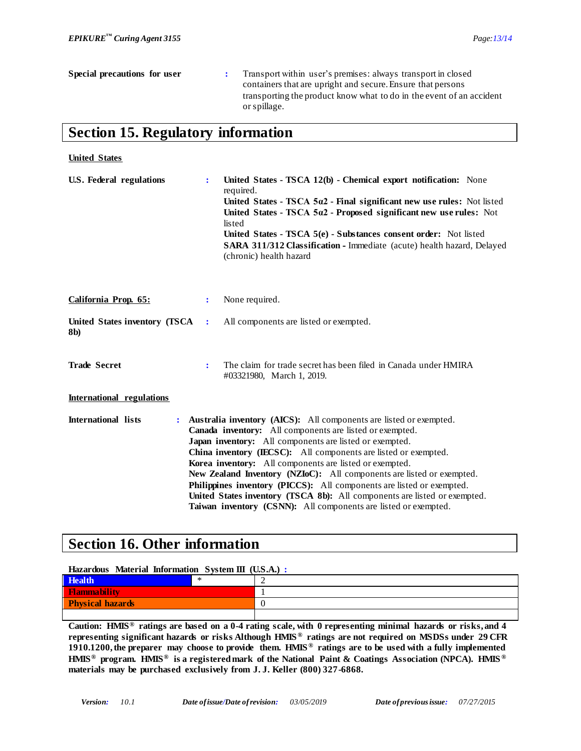**Special precautions for user** : Transport within user's premises: always transport in closed containers that are upright and secure. Ensure that persons transporting the product know what to do in the event of an accident or spillage.

## Section 15. Regulatory information

**United States**

**U.S. Federal regulations** :

**United States - TSCA 12(b) - Chemical export notification:** None required.
**United States - TSCA 5a2 - Final significant new use rules:** Not listed
**United States - TSCA 5a2 - Proposed significant new use rules:** Not listed
**United States - TSCA 5(e) - Substances consent order:** Not listed
**SARA 311/312 Classification -** Immediate (acute) health hazard, Delayed (chronic) health hazard

**California Prop. 65:** : None required.

**United States inventory (TSCA 8b)** : All components are listed or exempted.

**Trade Secret** : The claim for trade secret has been filed in Canada under HMIRA #03321980, March 1, 2019.

**International regulations**

**International lists** :

**Australia inventory (AICS):** All components are listed or exempted.
**Canada inventory:** All components are listed or exempted.
**Japan inventory:** All components are listed or exempted.
**China inventory (IECSC):** All components are listed or exempted.
**Korea inventory:** All components are listed or exempted.
**New Zealand Inventory (NZIoC):** All components are listed or exempted.
**Philippines inventory (PICCS):** All components are listed or exempted.
**United States inventory (TSCA 8b):** All components are listed or exempted.
**Taiwan inventory (CSNN):** All components are listed or exempted.

## Section 16. Other information

**Hazardous Material Information System III (U.S.A.) :**

| Hazard | | Rating |
|---|---|---|
| Health | * | 2 |
| Flammability | | 1 |
| Physical hazards | | 0 |
| | | |

**Caution: HMIS® ratings are based on a 0-4 rating scale, with 0 representing minimal hazards or risks, and 4 representing significant hazards or risks Although HMIS® ratings are not required on MSDSs under 29 CFR 1910.1200, the preparer may choose to provide them. HMIS® ratings are to be used with a fully implemented HMIS® program. HMIS® is a registered mark of the National Paint & Coatings Association (NPCA). HMIS® materials may be purchased exclusively from J. J. Keller (800) 327-6868.**

*Version:* 10.1 *Date of issue/Date of revision:* 03/05/2019 *Date of previous issue:* 07/27/2015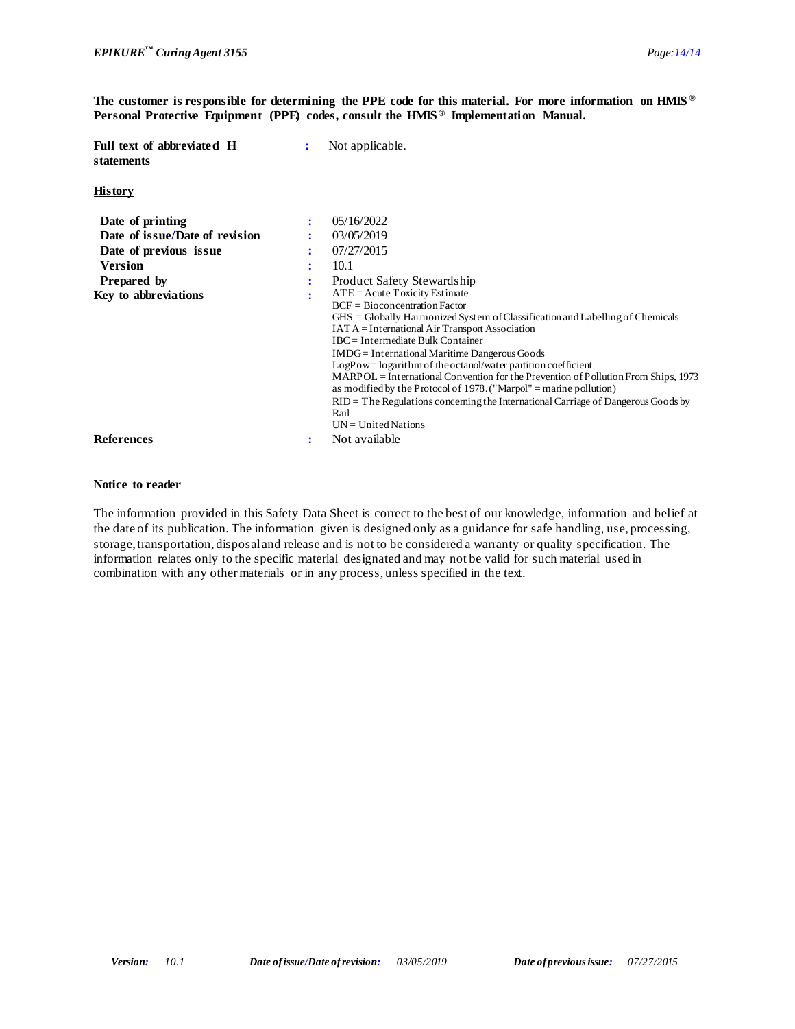**The customer is responsible for determining the PPE code for this material. For more information on HMIS® Personal Protective Equipment (PPE) codes, consult the HMIS® Implementation Manual.**

| | | |
|---|---|---|
| **Full text of abbreviated H statements** | : | Not applicable. |

**History**

| | | |
|---|---|---|
| **Date of printing** | : | 05/16/2022 |
| **Date of issue/Date of revision** | : | 03/05/2019 |
| **Date of previous issue** | : | 07/27/2015 |
| **Version** | : | 10.1 |
| **Prepared by** | : | Product Safety Stewardship |
| **Key to abbreviations** | : | ATE = Acute Toxicity Estimate<br>BCF = Bioconcentration Factor<br>GHS = Globally Harmonized System of Classification and Labelling of Chemicals<br>IATA = International Air Transport Association<br>IBC = Intermediate Bulk Container<br>IMDG = International Maritime Dangerous Goods<br>LogPow = logarithm of the octanol/water partition coefficient<br>MARPOL = International Convention for the Prevention of Pollution From Ships, 1973 as modified by the Protocol of 1978. ("Marpol" = marine pollution)<br>RID = The Regulations concerning the International Carriage of Dangerous Goods by Rail<br>UN = United Nations |
| **References** | : | Not available |

**Notice to reader**

The information provided in this Safety Data Sheet is correct to the best of our knowledge, information and belief at the date of its publication. The information given is designed only as a guidance for safe handling, use, processing, storage, transportation, disposal and release and is not to be considered a warranty or quality specification. The information relates only to the specific material designated and may not be valid for such material used in combination with any other materials or in any process, unless specified in the text.